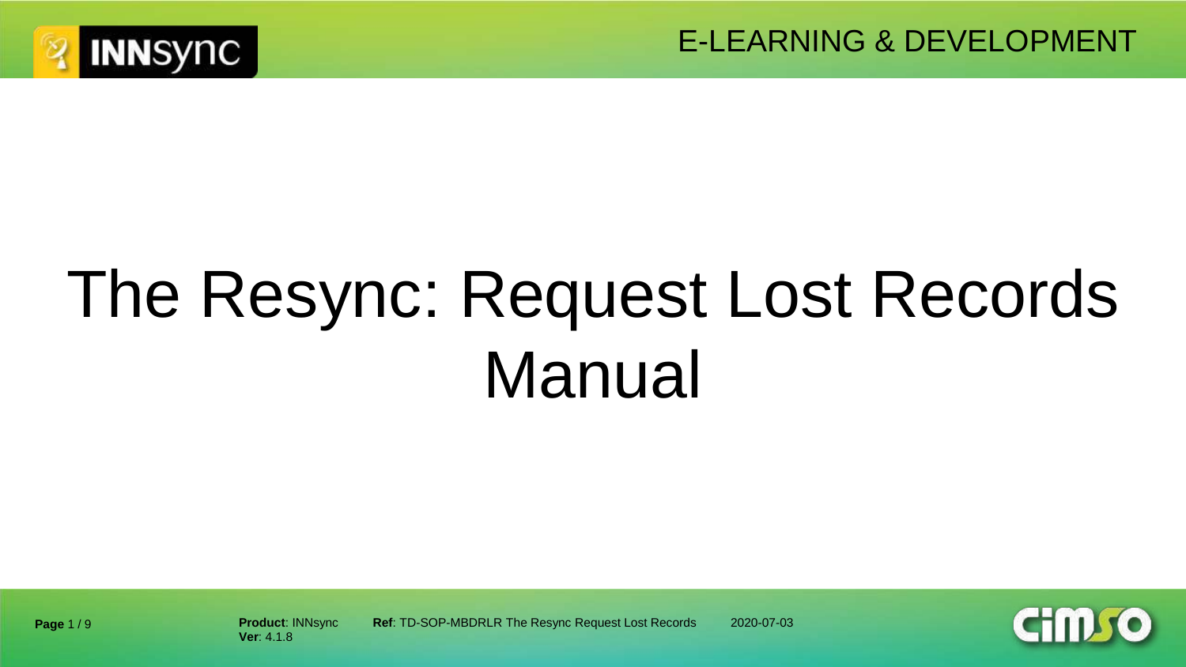# The Resync: Request Lost Records Manual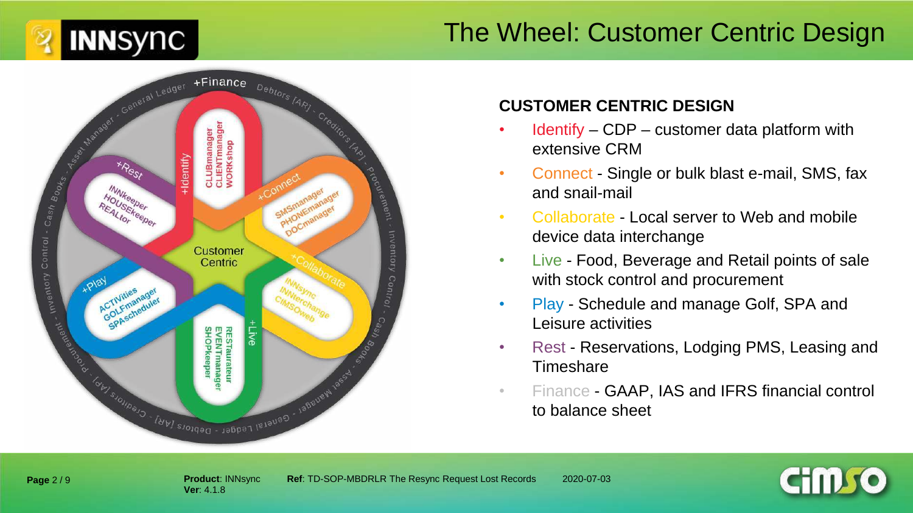# The Wheel: Customer Centric Design

+Finance

CLUBmanager
CLIENTmanager
WORKshop

+Identify

+Rest

INNkeeper
HOUSEkeeper
REALtor

+Connect

SMSmanager
PHONEmanager
DOCmanager

Customer Centric

+Play

ACTIVities
GOLFmanager
SPAscheduler

+Collaborate

INNsync
INNterchange
CiMSOweb

+Live

RESTaurateur
EVENTmanager
SHOPkeeper

General Ledger - Debtors [AR] - Creditors [AP] - Procurement - Inventory Control - Cash Books - Asset Manager - General Ledger - Debtors [AR] - Creditors [AP] - Procurement - Inventory Control - Cash Books - Asset Manager

## CUSTOMER CENTRIC DESIGN

- Identify – CDP – customer data platform with extensive CRM
- Connect - Single or bulk blast e-mail, SMS, fax and snail-mail
- Collaborate - Local server to Web and mobile device data interchange
- Live - Food, Beverage and Retail points of sale with stock control and procurement
- Play - Schedule and manage Golf, SPA and Leisure activities
- Rest - Reservations, Lodging PMS, Leasing and Timeshare
- Finance - GAAP, IAS and IFRS financial control to balance sheet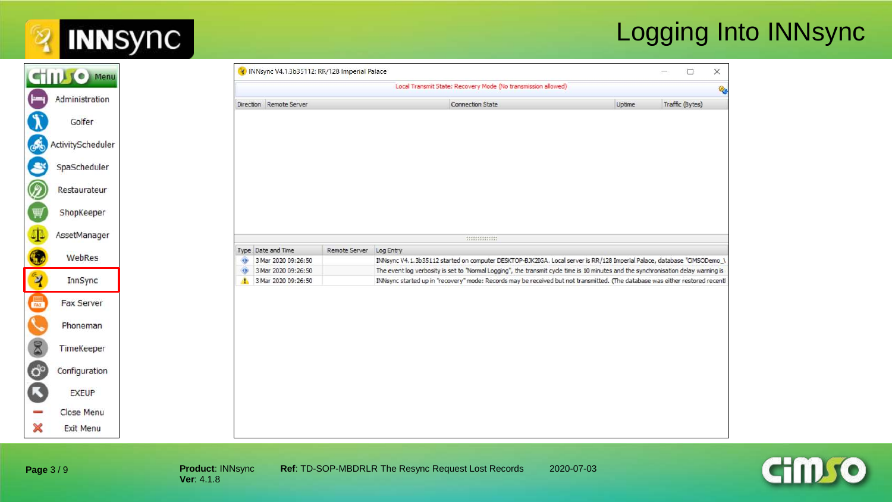# Logging Into INNsync

Menu

- Administration
- Golfer
- ActivityScheduler
- SpaScheduler
- Restaurateur
- ShopKeeper
- AssetManager
- WebRes
- InnSync
- Fax Server
- Phoneman
- TimeKeeper
- Configuration
- EXEUP
- Close Menu
- Exit Menu

INNsync V4.1.3b35112: RR/128 Imperial Palace

Local Transmit State: Recovery Mode (No transmission allowed)

| Direction | Remote Server | Connection State | Uptime | Traffic (Bytes) |
|---|---|---|---|---|

| Type | Date and Time | Remote Server | Log Entry |
|---|---|---|---|
| | 3 Mar 2020 09:26:50 | | INNsync V4.1.3b35112 started on computer DESKTOP-BJK2IGA. Local server is RR/128 Imperial Palace, database "CIMSODemo_\ |
| | 3 Mar 2020 09:26:50 | | The event log verbosity is set to "Normal Logging", the transmit cycle time is 10 minutes and the synchronisation delay warning is |
| | 3 Mar 2020 09:26:50 | | INNsync started up in "recovery" mode: Records may be received but not transmitted. (The database was either restored recentl |

**Product**: INNsync
**Ver**: 4.1.8

**Ref**: TD-SOP-MBDRLR The Resync Request Lost Records

2020-07-03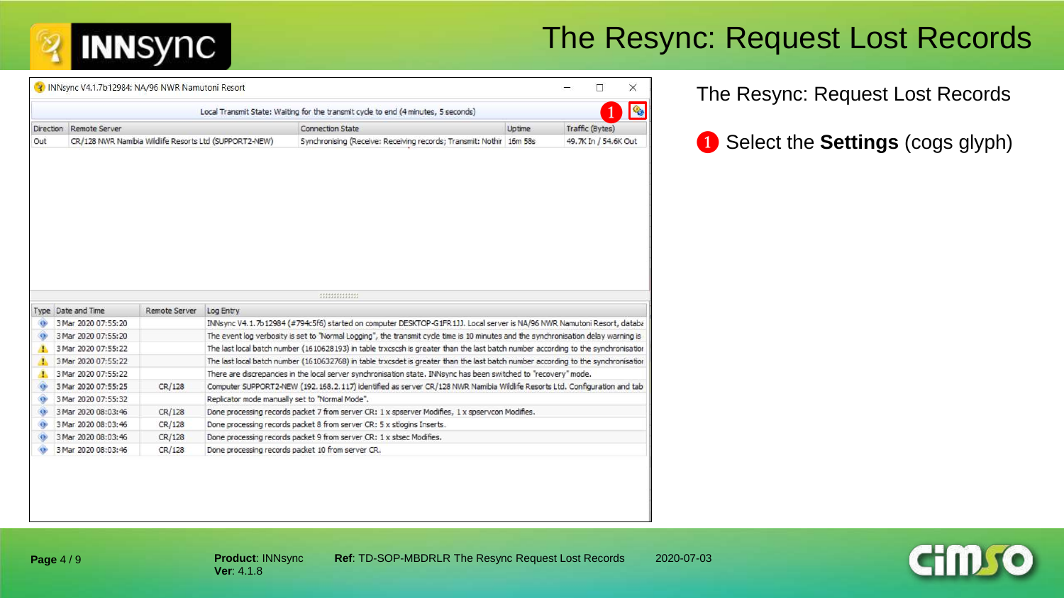# The Resync: Request Lost Records

INNsync V4.1.7b12984: NA/96 NWR Namutoni Resort

Local Transmit State: Waiting for the transmit cycle to end (4 minutes, 5 seconds)

| Direction | Remote Server | Connection State | Uptime | Traffic (Bytes) |
|---|---|---|---|---|
| Out | CR/128 NWR Namibia Wildlife Resorts Ltd (SUPPORT2-NEW) | Synchronising (Receive: Receiving records; Transmit: Nothir | 16m 58s | 49.7K In / 54.6K Out |

| Type | Date and Time | Remote Server | Log Entry |
|---|---|---|---|
| | 3 Mar 2020 07:55:20 | | INNsync V4.1.7b12984 (#794c5f6) started on computer DESKTOP-G1FR1JJ. Local server is NA/96 NWR Namutoni Resort, databa |
| | 3 Mar 2020 07:55:20 | | The event log verbosity is set to "Normal Logging", the transmit cycle time is 10 minutes and the synchronisation delay warning is |
| | 3 Mar 2020 07:55:22 | | The last local batch number (1610628193) in table trxcscsh is greater than the last batch number according to the synchronisatior |
| | 3 Mar 2020 07:55:22 | | The last local batch number (1610632768) in table trxcsdet is greater than the last batch number according to the synchronisatior |
| | 3 Mar 2020 07:55:22 | | There are discrepancies in the local server synchronisation state. INNsync has been switched to "recovery" mode. |
| | 3 Mar 2020 07:55:25 | CR/128 | Computer SUPPORT2-NEW (192.168.2.117) identified as server CR/128 NWR Namibia Wildlife Resorts Ltd. Configuration and tab |
| | 3 Mar 2020 07:55:32 | | Replicator mode manually set to "Normal Mode". |
| | 3 Mar 2020 08:03:46 | CR/128 | Done processing records packet 7 from server CR: 1 x spserver Modifies, 1 x spservcon Modifies. |
| | 3 Mar 2020 08:03:46 | CR/128 | Done processing records packet 8 from server CR: 5 x stlogins Inserts. |
| | 3 Mar 2020 08:03:46 | CR/128 | Done processing records packet 9 from server CR: 1 x stsec Modifies. |
| | 3 Mar 2020 08:03:46 | CR/128 | Done processing records packet 10 from server CR. |

The Resync: Request Lost Records

1. Select the **Settings** (cogs glyph)

**Product**: INNsync
**Ver**: 4.1.8

**Ref**: TD-SOP-MBDRLR The Resync Request Lost Records

2020-07-03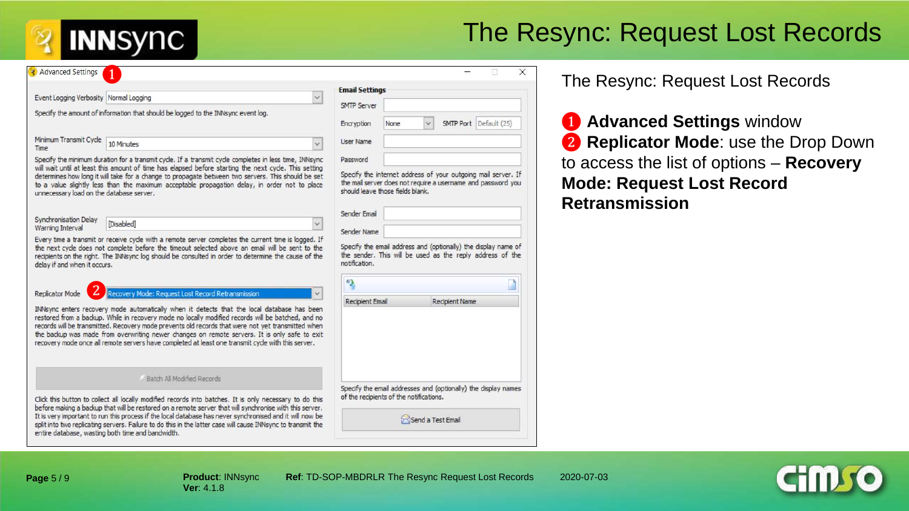# The Resync: Request Lost Records

Advanced Settings ❶

Event Logging Verbosity: Normal Logging

Specify the amount of information that should be logged to the INNsync event log.

Minimum Transmit Cycle Time: 10 Minutes

Specify the minimum duration for a transmit cycle. If a transmit cycle completes in less time, INNsync will wait until at least this amount of time has elapsed before starting the next cycle. This setting determines how long it will take for a change to propagate between two servers. This should be set to a value slightly less than the maximum acceptable propagation delay, in order not to place unnecessary load on the database server.

Synchronisation Delay Warning Interval: [Disabled]

Every time a transmit or receive cycle with a remote server completes the current time is logged. If the next cycle does not complete before the timeout selected above an email will be sent to the recipients on the right. The INNsync log should be consulted in order to determine the cause of the delay if and when it occurs.

Replicator Mode ❷ Recovery Mode: Request Lost Record Retransmission

INNsync enters recovery mode automatically when it detects that the local database has been restored from a backup. While in recovery mode no locally modified records will be batched, and no records will be transmitted. Recovery mode prevents old records that were not yet transmitted when the backup was made from overwriting newer changes on remote servers. It is only safe to exit recovery mode once all remote servers have completed at least one transmit cycle with this server.

Batch All Modified Records

Click this button to collect all locally modified records into batches. It is only necessary to do this before making a backup that will be restored on a remote server that will synchronise with this server. It is very important to run this process if the local database has never synchronised and it will now be split into two replicating servers. Failure to do this in the latter case will cause INNsync to transmit the entire database, wasting both time and bandwidth.

**Email Settings**

SMTP Server

Encryption: None SMTP Port: Default (25)

User Name

Password

Specify the internet address of your outgoing mail server. If the mail server does not require a username and password you should leave those fields blank.

Sender Email

Sender Name

Specify the email address and (optionally) the display name of the sender. This will be used as the reply address of the notification.

| Recipient Email | Recipient Name |
| --- | --- |

Specify the email addresses and (optionally) the display names of the recipients of the notifications.

Send a Test Email

The Resync: Request Lost Records

❶ **Advanced Settings** window

❷ **Replicator Mode**: use the Drop Down to access the list of options – **Recovery Mode: Request Lost Record Retransmission**

**Product**: INNsync
**Ver**: 4.1.8

**Ref**: TD-SOP-MBDRLR The Resync Request Lost Records

2020-07-03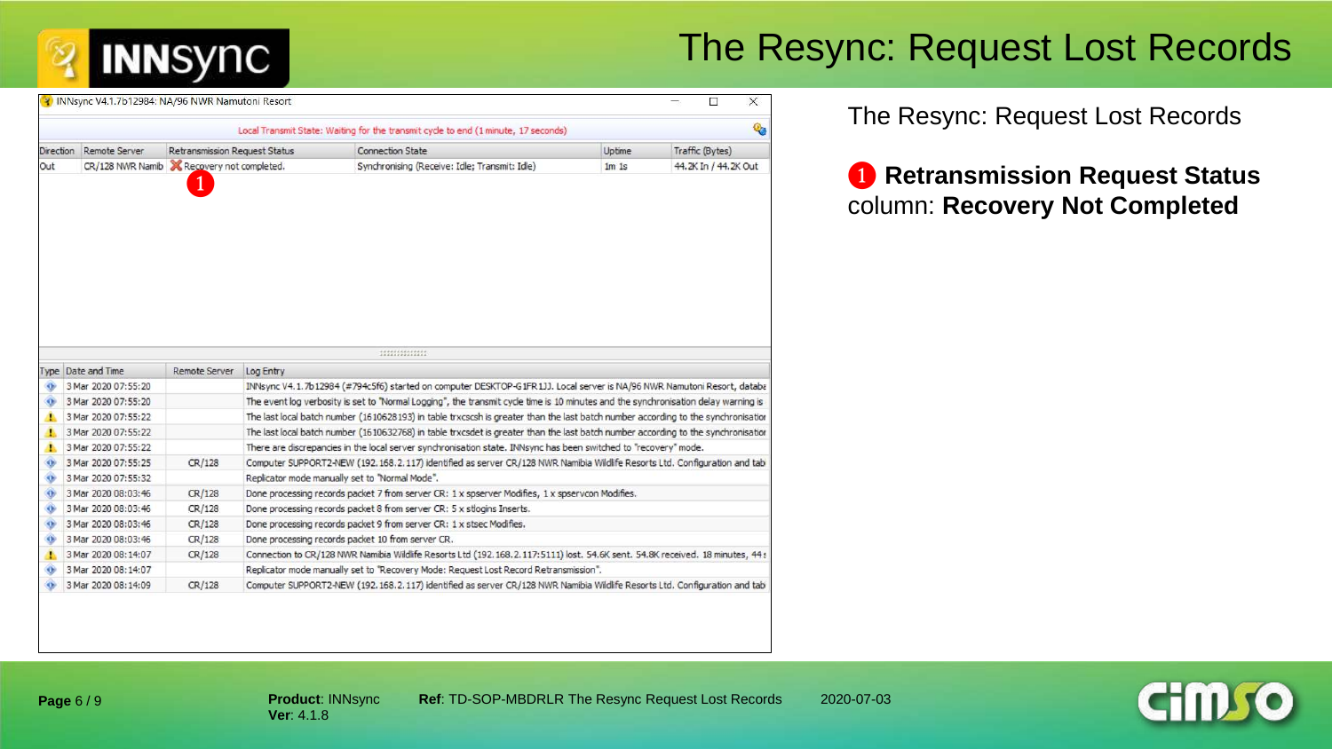# The Resync: Request Lost Records

The Resync: Request Lost Records

❶ **Retransmission Request Status** column: **Recovery Not Completed**

INNsync V4.1.7b12984: NA/96 NWR Namutoni Resort

Local Transmit State: Waiting for the transmit cycle to end (1 minute, 17 seconds)

| Direction | Remote Server | Retransmission Request Status | Connection State | Uptime | Traffic (Bytes) |
|---|---|---|---|---|---|
| Out | CR/128 NWR Namib | Recovery not completed. | Synchronising (Receive: Idle; Transmit: Idle) | 1m 1s | 44.2K In / 44.2K Out |

| Type | Date and Time | Remote Server | Log Entry |
|---|---|---|---|
| | 3 Mar 2020 07:55:20 | | INNsync V4.1.7b12984 (#794c5f6) started on computer DESKTOP-G1FR1JJ. Local server is NA/96 NWR Namutoni Resort, databa |
| | 3 Mar 2020 07:55:20 | | The event log verbosity is set to "Normal Logging", the transmit cycle time is 10 minutes and the synchronisation delay warning is |
| | 3 Mar 2020 07:55:22 | | The last local batch number (1610628193) in table trxcscsh is greater than the last batch number according to the synchronisatior |
| | 3 Mar 2020 07:55:22 | | The last local batch number (1610632768) in table trxcsdet is greater than the last batch number according to the synchronisatior |
| | 3 Mar 2020 07:55:22 | | There are discrepancies in the local server synchronisation state. INNsync has been switched to "recovery" mode. |
| | 3 Mar 2020 07:55:25 | CR/128 | Computer SUPPORT2-NEW (192.168.2.117) identified as server CR/128 NWR Namibia Wildlife Resorts Ltd. Configuration and tab |
| | 3 Mar 2020 07:55:32 | | Replicator mode manually set to "Normal Mode". |
| | 3 Mar 2020 08:03:46 | CR/128 | Done processing records packet 7 from server CR: 1 x spserver Modifies, 1 x spservcon Modifies. |
| | 3 Mar 2020 08:03:46 | CR/128 | Done processing records packet 8 from server CR: 5 x stlogins Inserts. |
| | 3 Mar 2020 08:03:46 | CR/128 | Done processing records packet 9 from server CR: 1 x stsec Modifies. |
| | 3 Mar 2020 08:03:46 | CR/128 | Done processing records packet 10 from server CR. |
| | 3 Mar 2020 08:14:07 | CR/128 | Connection to CR/128 NWR Namibia Wildlife Resorts Ltd (192.168.2.117:5111) lost. 54.6K sent. 54.8K received. 18 minutes, 44 s |
| | 3 Mar 2020 08:14:07 | | Replicator mode manually set to "Recovery Mode: Request Lost Record Retransmission". |
| | 3 Mar 2020 08:14:09 | CR/128 | Computer SUPPORT2-NEW (192.168.2.117) identified as server CR/128 NWR Namibia Wildlife Resorts Ltd. Configuration and tab |

**Product**: INNsync
**Ver**: 4.1.8

**Ref**: TD-SOP-MBDRLR The Resync Request Lost Records

2020-07-03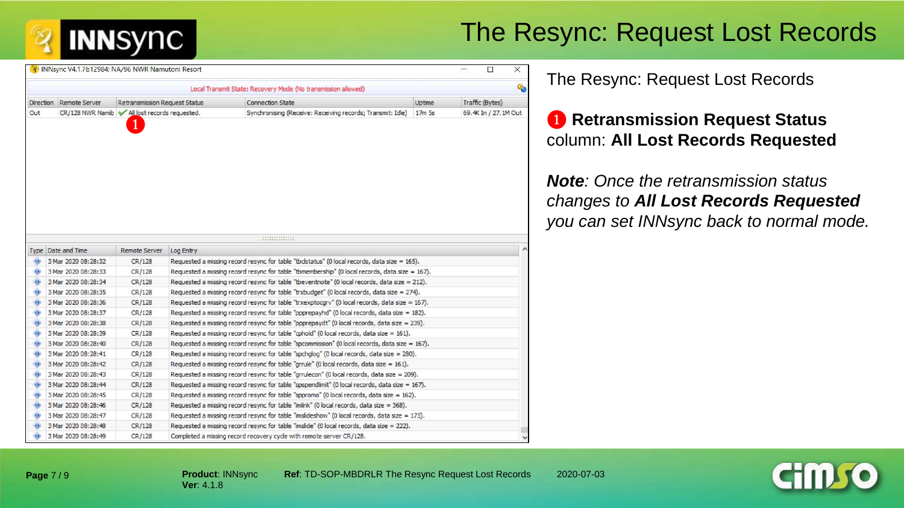# The Resync: Request Lost Records

INNsync V4.1.7b12984: NA/96 NWR Namutoni Resort

Local Transmit State: Recovery Mode (No transmission allowed)

| Direction | Remote Server | Retransmission Request Status | Connection State | Uptime | Traffic (Bytes) |
|---|---|---|---|---|---|
| Out | CR/128 NWR Namib | ✔ All lost records requested. ❶ | Synchronising (Receive: Receiving records; Transmit: Idle) | 17m 5s | 69.4K In / 27.1M Out |

| Type | Date and Time | Remote Server | Log Entry |
|---|---|---|---|
| | 3 Mar 2020 08:28:32 | CR/128 | Requested a missing record resync for table "tbdstatus" (0 local records, data size = 165). |
| | 3 Mar 2020 08:28:33 | CR/128 | Requested a missing record resync for table "tbmembership" (0 local records, data size = 167). |
| | 3 Mar 2020 08:28:34 | CR/128 | Requested a missing record resync for table "tbeventnote" (0 local records, data size = 212). |
| | 3 Mar 2020 08:28:35 | CR/128 | Requested a missing record resync for table "trxbudget" (0 local records, data size = 274). |
| | 3 Mar 2020 08:28:36 | CR/128 | Requested a missing record resync for table "trxexptocgrv" (0 local records, data size = 167). |
| | 3 Mar 2020 08:28:37 | CR/128 | Requested a missing record resync for table "ppprepayhd" (0 local records, data size = 182). |
| | 3 Mar 2020 08:28:38 | CR/128 | Requested a missing record resync for table "ppprepaydt" (0 local records, data size = 239). |
| | 3 Mar 2020 08:28:39 | CR/128 | Requested a missing record resync for table "cphold" (0 local records, data size = 161). |
| | 3 Mar 2020 08:28:40 | CR/128 | Requested a missing record resync for table "spcommission" (0 local records, data size = 167). |
| | 3 Mar 2020 08:28:41 | CR/128 | Requested a missing record resync for table "spchglog" (0 local records, data size = 280). |
| | 3 Mar 2020 08:28:42 | CR/128 | Requested a missing record resync for table "grrule" (0 local records, data size = 161). |
| | 3 Mar 2020 08:28:43 | CR/128 | Requested a missing record resync for table "grrulecon" (0 local records, data size = 209). |
| | 3 Mar 2020 08:28:44 | CR/128 | Requested a missing record resync for table "spspendlimit" (0 local records, data size = 167). |
| | 3 Mar 2020 08:28:45 | CR/128 | Requested a missing record resync for table "sppromo" (0 local records, data size = 162). |
| | 3 Mar 2020 08:28:46 | CR/128 | Requested a missing record resync for table "imlink" (0 local records, data size = 368). |
| | 3 Mar 2020 08:28:47 | CR/128 | Requested a missing record resync for table "imslideshow" (0 local records, data size = 173). |
| | 3 Mar 2020 08:28:48 | CR/128 | Requested a missing record resync for table "imslide" (0 local records, data size = 222). |
| | 3 Mar 2020 08:28:49 | CR/128 | Completed a missing record recovery cycle with remote server CR/128. |

The Resync: Request Lost Records

❶ **Retransmission Request Status** column: **All Lost Records Requested**

***Note****: Once the retransmission status changes to* ***All Lost Records Requested*** *you can set INNsync back to normal mode.*

**Product**: INNsync
**Ver**: 4.1.8

**Ref**: TD-SOP-MBDRLR The Resync Request Lost Records

2020-07-03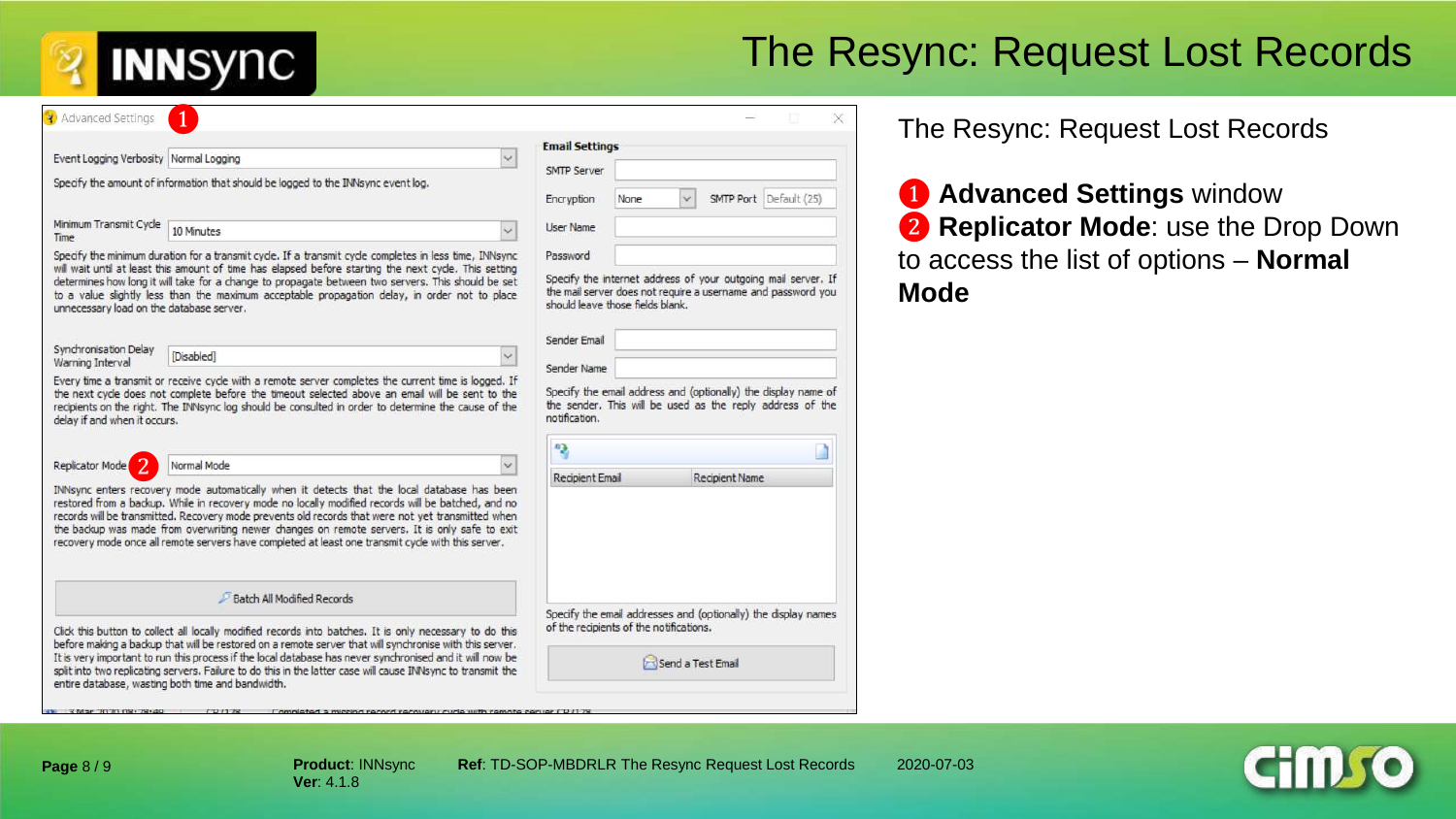# The Resync: Request Lost Records

Advanced Settings ❶

Event Logging Verbosity: Normal Logging

Specify the amount of information that should be logged to the INNsync event log.

Minimum Transmit Cycle Time: 10 Minutes

Specify the minimum duration for a transmit cycle. If a transmit cycle completes in less time, INNsync will wait until at least this amount of time has elapsed before starting the next cycle. This setting determines how long it will take for a change to propagate between two servers. This should be set to a value slightly less than the maximum acceptable propagation delay, in order not to place unnecessary load on the database server.

Synchronisation Delay Warning Interval: [Disabled]

Every time a transmit or receive cycle with a remote server completes the current time is logged. If the next cycle does not complete before the timeout selected above an email will be sent to the recipients on the right. The INNsync log should be consulted in order to determine the cause of the delay if and when it occurs.

Replicator Mode ❷: Normal Mode

INNsync enters recovery mode automatically when it detects that the local database has been restored from a backup. While in recovery mode no locally modified records will be batched, and no records will be transmitted. Recovery mode prevents old records that were not yet transmitted when the backup was made from overwriting newer changes on remote servers. It is only safe to exit recovery mode once all remote servers have completed at least one transmit cycle with this server.

Batch All Modified Records

Click this button to collect all locally modified records into batches. It is only necessary to do this before making a backup that will be restored on a remote server that will synchronise with this server. It is very important to run this process if the local database has never synchronised and it will now be split into two replicating servers. Failure to do this in the latter case will cause INNsync to transmit the entire database, wasting both time and bandwidth.

**Email Settings**

SMTP Server

Encryption: None | SMTP Port: Default (25)

User Name

Password

Specify the internet address of your outgoing mail server. If the mail server does not require a username and password you should leave those fields blank.

Sender Email

Sender Name

Specify the email address and (optionally) the display name of the sender. This will be used as the reply address of the notification.

| Recipient Email | Recipient Name |
|---|---|

Specify the email addresses and (optionally) the display names of the recipients of the notifications.

Send a Test Email

The Resync: Request Lost Records

❶ **Advanced Settings** window

❷ **Replicator Mode**: use the Drop Down to access the list of options – **Normal Mode**

**Product**: INNsync
**Ver**: 4.1.8

**Ref**: TD-SOP-MBDRLR The Resync Request Lost Records

2020-07-03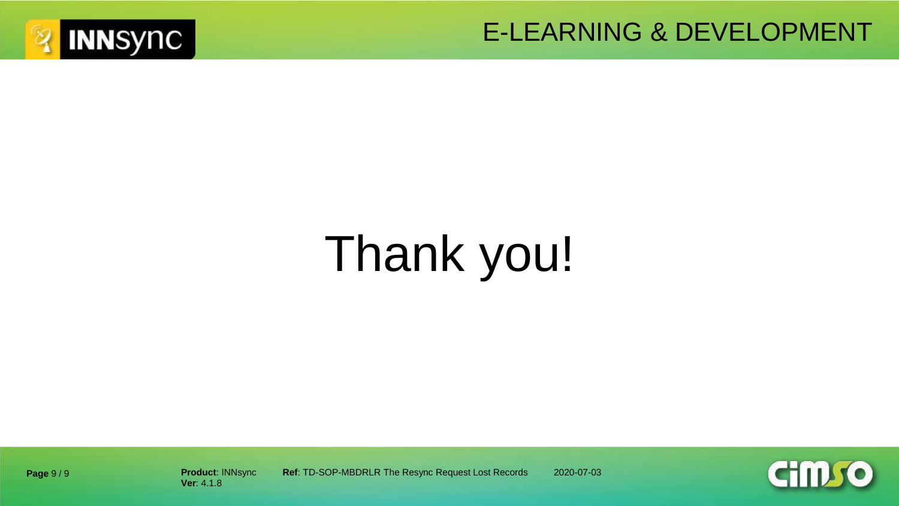# Thank you!